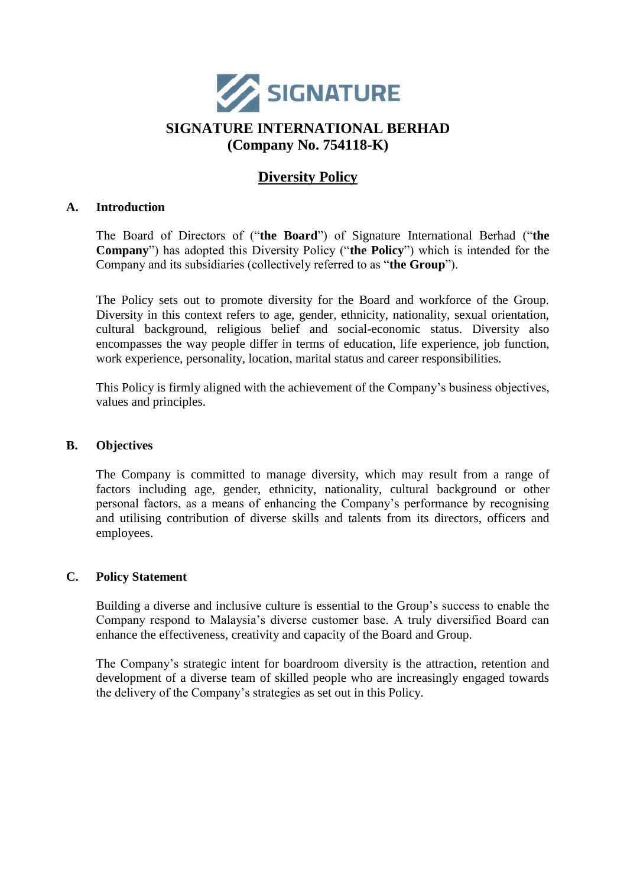# SIGNATURE INTERNATIONAL BERHAD
# (Company No. 754118-K)

## Diversity Policy

### A. Introduction

The Board of Directors of ("**the Board**") of Signature International Berhad ("**the Company**") has adopted this Diversity Policy ("**the Policy**") which is intended for the Company and its subsidiaries (collectively referred to as "**the Group**").

The Policy sets out to promote diversity for the Board and workforce of the Group. Diversity in this context refers to age, gender, ethnicity, nationality, sexual orientation, cultural background, religious belief and social-economic status. Diversity also encompasses the way people differ in terms of education, life experience, job function, work experience, personality, location, marital status and career responsibilities.

This Policy is firmly aligned with the achievement of the Company's business objectives, values and principles.

### B. Objectives

The Company is committed to manage diversity, which may result from a range of factors including age, gender, ethnicity, nationality, cultural background or other personal factors, as a means of enhancing the Company's performance by recognising and utilising contribution of diverse skills and talents from its directors, officers and employees.

### C. Policy Statement

Building a diverse and inclusive culture is essential to the Group's success to enable the Company respond to Malaysia's diverse customer base. A truly diversified Board can enhance the effectiveness, creativity and capacity of the Board and Group.

The Company's strategic intent for boardroom diversity is the attraction, retention and development of a diverse team of skilled people who are increasingly engaged towards the delivery of the Company's strategies as set out in this Policy.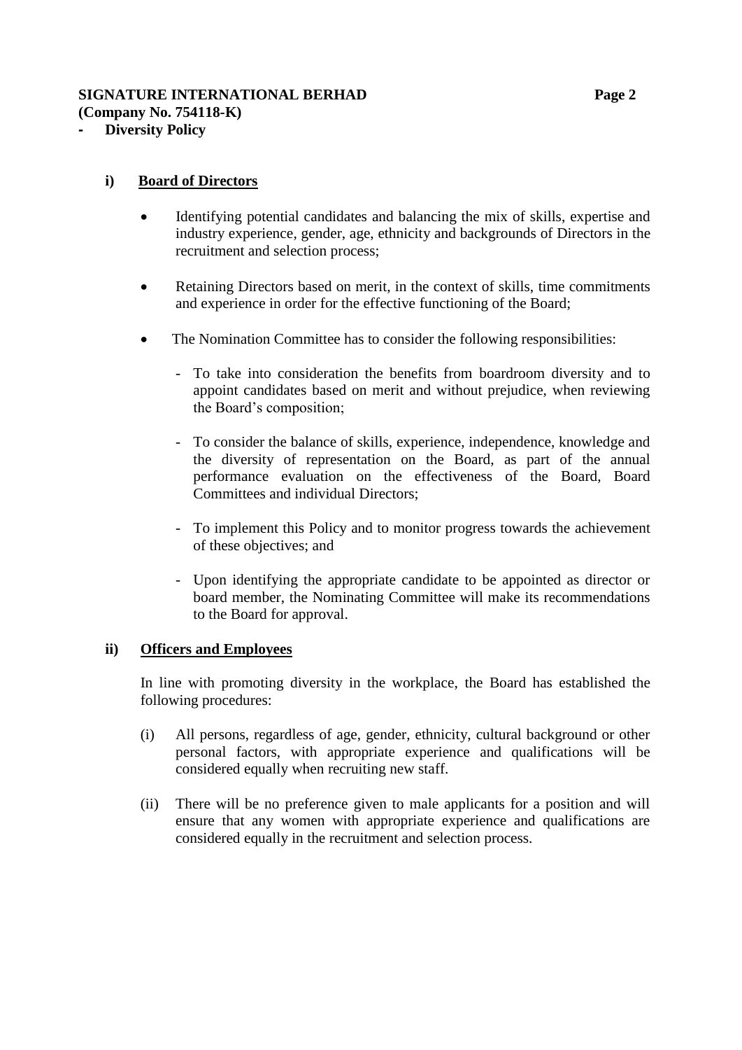### i) Board of Directors

- Identifying potential candidates and balancing the mix of skills, expertise and industry experience, gender, age, ethnicity and backgrounds of Directors in the recruitment and selection process;

- Retaining Directors based on merit, in the context of skills, time commitments and experience in order for the effective functioning of the Board;

- The Nomination Committee has to consider the following responsibilities:

  - To take into consideration the benefits from boardroom diversity and to appoint candidates based on merit and without prejudice, when reviewing the Board's composition;

  - To consider the balance of skills, experience, independence, knowledge and the diversity of representation on the Board, as part of the annual performance evaluation on the effectiveness of the Board, Board Committees and individual Directors;

  - To implement this Policy and to monitor progress towards the achievement of these objectives; and

  - Upon identifying the appropriate candidate to be appointed as director or board member, the Nominating Committee will make its recommendations to the Board for approval.

### ii) Officers and Employees

In line with promoting diversity in the workplace, the Board has established the following procedures:

(i) All persons, regardless of age, gender, ethnicity, cultural background or other personal factors, with appropriate experience and qualifications will be considered equally when recruiting new staff.

(ii) There will be no preference given to male applicants for a position and will ensure that any women with appropriate experience and qualifications are considered equally in the recruitment and selection process.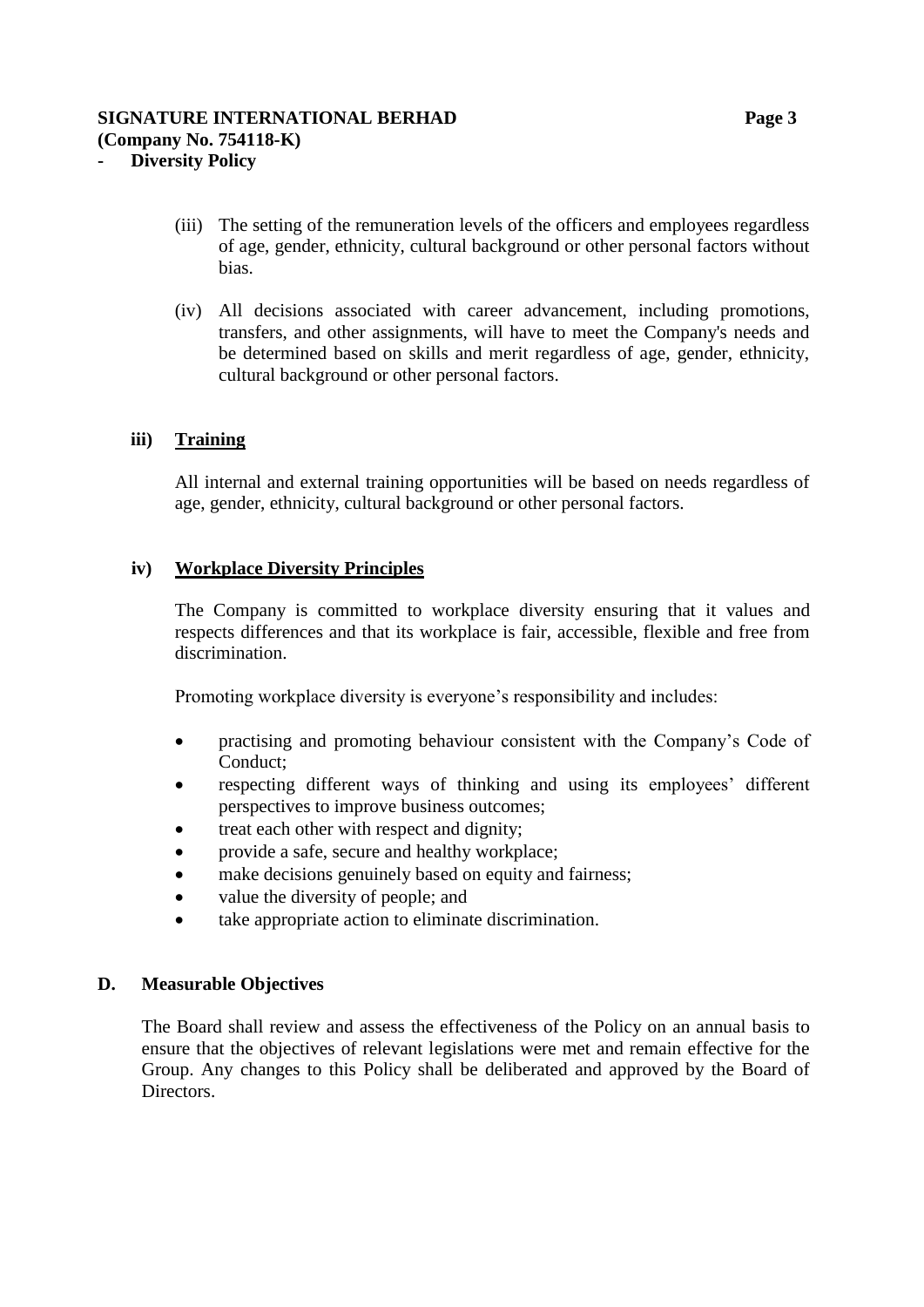(iii) The setting of the remuneration levels of the officers and employees regardless of age, gender, ethnicity, cultural background or other personal factors without bias.

(iv) All decisions associated with career advancement, including promotions, transfers, and other assignments, will have to meet the Company's needs and be determined based on skills and merit regardless of age, gender, ethnicity, cultural background or other personal factors.

**iii) Training**

All internal and external training opportunities will be based on needs regardless of age, gender, ethnicity, cultural background or other personal factors.

**iv) Workplace Diversity Principles**

The Company is committed to workplace diversity ensuring that it values and respects differences and that its workplace is fair, accessible, flexible and free from discrimination.

Promoting workplace diversity is everyone's responsibility and includes:

- practising and promoting behaviour consistent with the Company's Code of Conduct;
- respecting different ways of thinking and using its employees' different perspectives to improve business outcomes;
- treat each other with respect and dignity;
- provide a safe, secure and healthy workplace;
- make decisions genuinely based on equity and fairness;
- value the diversity of people; and
- take appropriate action to eliminate discrimination.

## D. Measurable Objectives

The Board shall review and assess the effectiveness of the Policy on an annual basis to ensure that the objectives of relevant legislations were met and remain effective for the Group. Any changes to this Policy shall be deliberated and approved by the Board of Directors.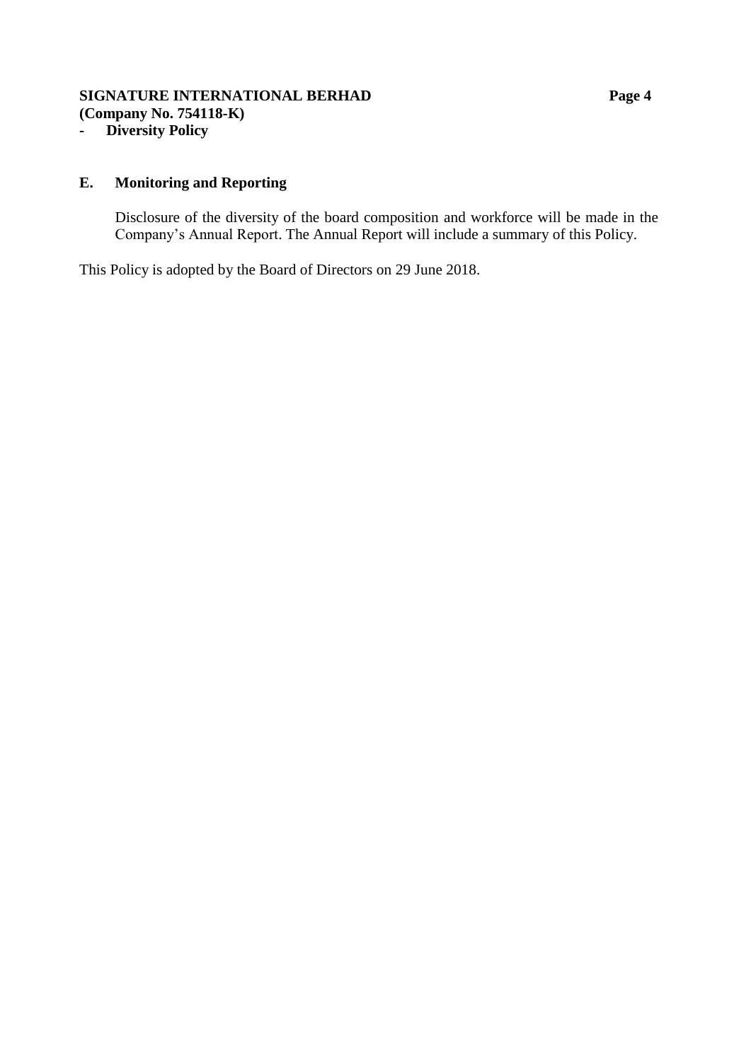## E. Monitoring and Reporting

Disclosure of the diversity of the board composition and workforce will be made in the Company's Annual Report. The Annual Report will include a summary of this Policy.

This Policy is adopted by the Board of Directors on 29 June 2018.